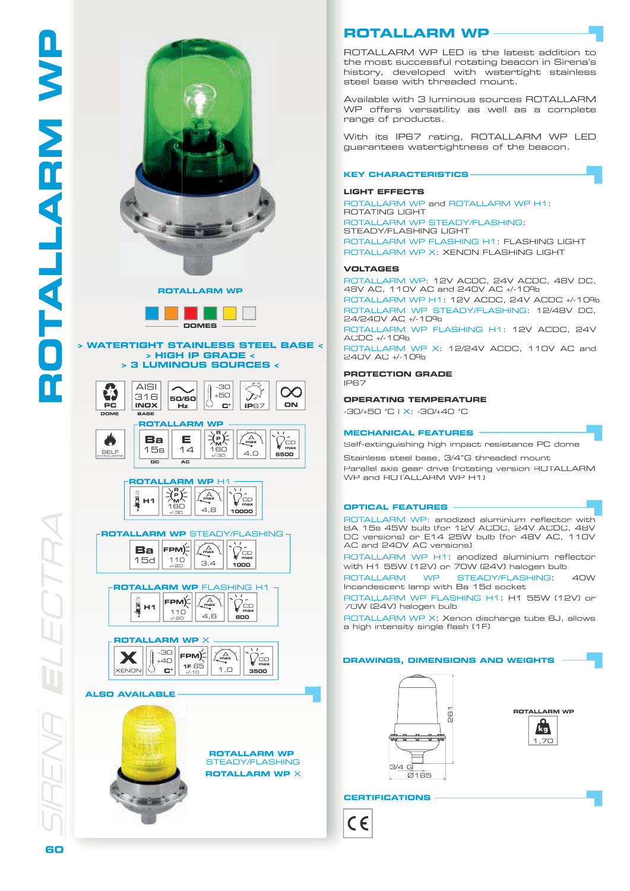# ROTALLARM WP

ROTALLARM WP

DOMES

> WATERTIGHT STAINLESS STEEL BASE <
> HIGH IP GRADE <
> 3 LUMINOUS SOURCES <

PC DOME | AISI 316 INOX BASE | 50/60 Hz | -30 +50 C° | IP67 | ON

**ROTALLARM WP**

SELF EXTINGUISHING | Ba 15s DC | E 14 AC | 160 +/-30 | 4,0 | CD max 6500

**ROTALLARM WP H1**

H1 | 160 +/-30 | 4,8 | CD max 10000

**ROTALLARM WP STEADY/FLASHING**

Ba 15d | FPM 110 +/-20 | 3,4 | CD max 1000

**ROTALLARM WP FLASHING H1**

H1 | FPM 110 +/-20 | 4,6 | CD max 800

**ROTALLARM WP X**

X XENON | -30 +40 C° | FPM 1F 65 +/-10 | 1,0 | CD max 3500

**ALSO AVAILABLE**

ROTALLARM WP STEADY/FLASHING
ROTALLARM WP X

## ROTALLARM WP

ROTALLARM WP LED is the latest addition to the most successful rotating beacon in Sirena's history, developed with watertight stainless steel base with threaded mount.

Available with 3 luminous sources ROTALLARM WP offers versatility as well as a complete range of products.

With its IP67 rating, ROTALLARM WP LED guarantees watertightness of the beacon.

## KEY CHARACTERISTICS

### LIGHT EFFECTS

ROTALLARM WP and ROTALLARM WP H1: ROTATING LIGHT
ROTALLARM WP STEADY/FLASHING: STEADY/FLASHING LIGHT
ROTALLARM WP FLASHING H1: FLASHING LIGHT
ROTALLARM WP X: XENON FLASHING LIGHT

### VOLTAGES

ROTALLARM WP: 12V ACDC, 24V ACDC, 48V DC, 48V AC, 110V AC and 240V AC +/-10%
ROTALLARM WP H1: 12V ACDC, 24V ACDC +/-10%
ROTALLARM WP STEADY/FLASHING: 12/48V DC, 24/240V AC +/-10%
ROTALLARM WP FLASHING H1: 12V ACDC, 24V ACDC +/-10%
ROTALLARM WP X: 12/24V ACDC, 110V AC and 240V AC +/-10%

### PROTECTION GRADE

IP67

### OPERATING TEMPERATURE

-30/+50 °C | X: -30/+40 °C

## MECHANICAL FEATURES

Self-extinguishing high impact resistance PC dome

Stainless steel base, 3/4"G threaded mount

Parallel axis gear drive (rotating version ROTALLARM WP and ROTALLARM WP H1)

## OPTICAL FEATURES

ROTALLARM WP: anodized aluminium reflector with BA 15s 45W bulb (for 12V ACDC, 24V ACDC, 48V DC versions) or E14 25W bulb (for 48V AC, 110V AC and 240V AC versions)
ROTALLARM WP H1: anodized aluminium reflector with H1 55W (12V) or 70W (24V) halogen bulb
ROTALLARM WP STEADY/FLASHING: 40W Incandescent lamp with Ba 15d socket
ROTALLARM WP FLASHING H1: H1 55W (12V) or 70W (24V) halogen bulb
ROTALLARM WP X: Xenon discharge tube 6J, allows a high intensity single flash (1F)

## DRAWINGS, DIMENSIONS AND WEIGHTS

261 | 3/4 G | Ø165

ROTALLARM WP: kg 1,70

## CERTIFICATIONS

CE

SIRENA ELECTRA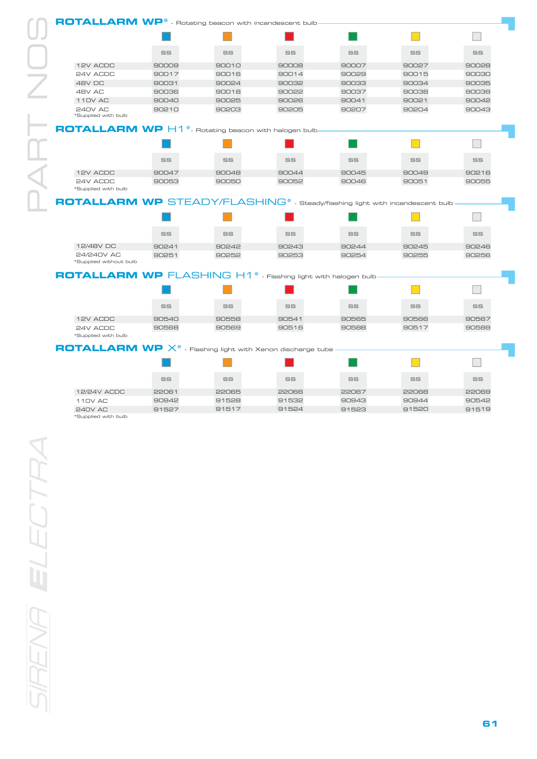## ROTALLARM WP* - Rotating beacon with incandescent bulb

| | Blue | Orange | Red | Green | Yellow | Clear |
|---|---|---|---|---|---|---|
| | SS | SS | SS | SS | SS | SS |
| 12V ACDC | 90009 | 90010 | 90008 | 90007 | 90027 | 90028 |
| 24V ACDC | 90017 | 90016 | 90014 | 90029 | 90015 | 90030 |
| 48V DC | 90031 | 90024 | 90032 | 90033 | 90034 | 90035 |
| 48V AC | 90036 | 90018 | 90022 | 90037 | 90038 | 90039 |
| 110V AC | 90040 | 90025 | 90026 | 90041 | 90021 | 90042 |
| 240V AC | 90210 | 90203 | 90205 | 90207 | 90204 | 90043 |

*Supplied with bulb

## ROTALLARM WP H1* - Rotating beacon with halogen bulb

| | Blue | Orange | Red | Green | Yellow | Clear |
|---|---|---|---|---|---|---|
| | SS | SS | SS | SS | SS | SS |
| 12V ACDC | 90047 | 90048 | 90044 | 90045 | 90049 | 90216 |
| 24V ACDC | 90053 | 90050 | 90052 | 90046 | 90051 | 90055 |

*Supplied with bulb

## ROTALLARM WP STEADY/FLASHING* - Steady/flashing light with incandescent bulb

| | Blue | Orange | Red | Green | Yellow | Clear |
|---|---|---|---|---|---|---|
| | SS | SS | SS | SS | SS | SS |
| 12/48V DC | 90241 | 90242 | 90243 | 90244 | 90245 | 90246 |
| 24/240V AC | 90251 | 90252 | 90253 | 90254 | 90255 | 90256 |

*Supplied without bulb

## ROTALLARM WP FLASHING H1* - Flashing light with halogen bulb

| | Blue | Orange | Red | Green | Yellow | Clear |
|---|---|---|---|---|---|---|
| | SS | SS | SS | SS | SS | SS |
| 12V ACDC | 90540 | 90558 | 90541 | 90565 | 90566 | 90567 |
| 24V ACDC | 90568 | 90569 | 90516 | 90588 | 90517 | 90589 |

*Supplied with bulb

## ROTALLARM WP X* - Flashing light with Xenon discharge tube

| | Blue | Orange | Red | Green | Yellow | Clear |
|---|---|---|---|---|---|---|
| | SS | SS | SS | SS | SS | SS |
| 12/24V ACDC | 22061 | 22065 | 22066 | 22067 | 22068 | 22069 |
| 110V AC | 90942 | 91528 | 91532 | 90943 | 90944 | 90542 |
| 240V AC | 91527 | 91517 | 91524 | 91523 | 91520 | 91519 |

*Supplied with bulb